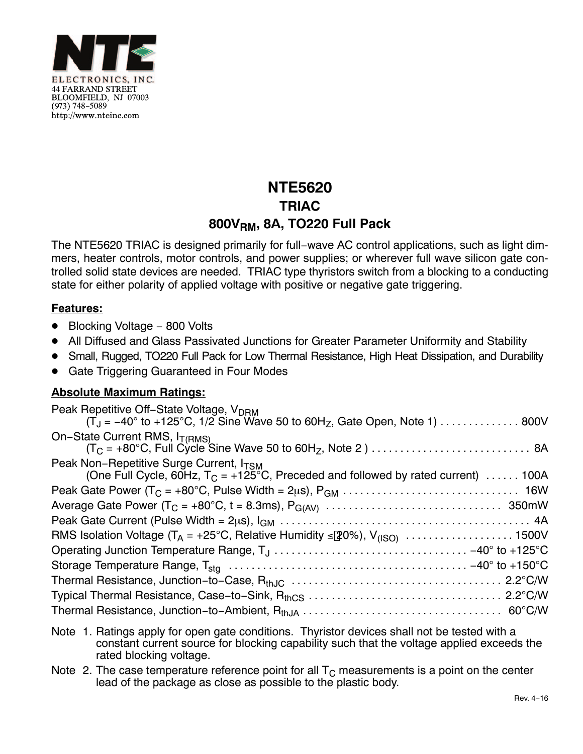NTE ELECTRONICS, INC.
44 FARRAND STREET
BLOOMFIELD, NJ 07003
(973) 748-5089
http://www.nteinc.com

# NTE5620
## TRIAC
## 800$V_{RM}$, 8A, TO220 Full Pack

The NTE5620 TRIAC is designed primarily for full-wave AC control applications, such as light dimmers, heater controls, motor controls, and power supplies; or wherever full wave silicon gate controlled solid state devices are needed. TRIAC type thyristors switch from a blocking to a conducting state for either polarity of applied voltage with positive or negative gate triggering.

### Features:

- Blocking Voltage − 800 Volts
- All Diffused and Glass Passivated Junctions for Greater Parameter Uniformity and Stability
- Small, Rugged, TO220 Full Pack for Low Thermal Resistance, High Heat Dissipation, and Durability
- Gate Triggering Guaranteed in Four Modes

### Absolute Maximum Ratings:

Peak Repetitive Off-State Voltage, $V_{DRM}$
($T_J$ = −40° to +125°C, 1/2 Sine Wave 50 to 60$H_Z$, Gate Open, Note 1) . . . . . . . . . . . . . 800V

On-State Current RMS, $I_{T(RMS)}$
($T_C$ = +80°C, Full Cycle Sine Wave 50 to 60$H_Z$, Note 2 ) . . . . . . . . . . . . . . . . . . . . . . . . . . . 8A

Peak Non-Repetitive Surge Current, $I_{TSM}$
(One Full Cycle, 60Hz, $T_C$ = +125°C, Preceded and followed by rated current) . . . . . . 100A

Peak Gate Power ($T_C$ = +80°C, Pulse Width = 2μs), $P_{GM}$ . . . . . . . . . . . . . . . . . . . . . . . . . . . . . . 16W

Average Gate Power ($T_C$ = +80°C, t = 8.3ms), $P_{G(AV)}$ . . . . . . . . . . . . . . . . . . . . . . . . . . . . . . 350mW

Peak Gate Current (Pulse Width = 2μs), $I_{GM}$ . . . . . . . . . . . . . . . . . . . . . . . . . . . . . . . . . . . . . . . . . . . 4A

RMS Isolation Voltage ($T_A$ = +25°C, Relative Humidity ≤ 20%), $V_{(ISO)}$ . . . . . . . . . . . . . . . . . . . 1500V

Operating Junction Temperature Range, $T_J$ . . . . . . . . . . . . . . . . . . . . . . . . . . . . . . . . . −40° to +125°C

Storage Temperature Range, $T_{stg}$ . . . . . . . . . . . . . . . . . . . . . . . . . . . . . . . . . . . . . . . . . −40° to +150°C

Thermal Resistance, Junction-to-Case, $R_{thJC}$ . . . . . . . . . . . . . . . . . . . . . . . . . . . . . . . . . . . . 2.2°C/W

Typical Thermal Resistance, Case-to-Sink, $R_{thCS}$ . . . . . . . . . . . . . . . . . . . . . . . . . . . . . . . . . 2.2°C/W

Thermal Resistance, Junction-to-Ambient, $R_{thJA}$ . . . . . . . . . . . . . . . . . . . . . . . . . . . . . . . . . . 60°C/W

Note 1. Ratings apply for open gate conditions. Thyristor devices shall not be tested with a constant current source for blocking capability such that the voltage applied exceeds the rated blocking voltage.

Note 2. The case temperature reference point for all $T_C$ measurements is a point on the center lead of the package as close as possible to the plastic body.

Rev. 4-16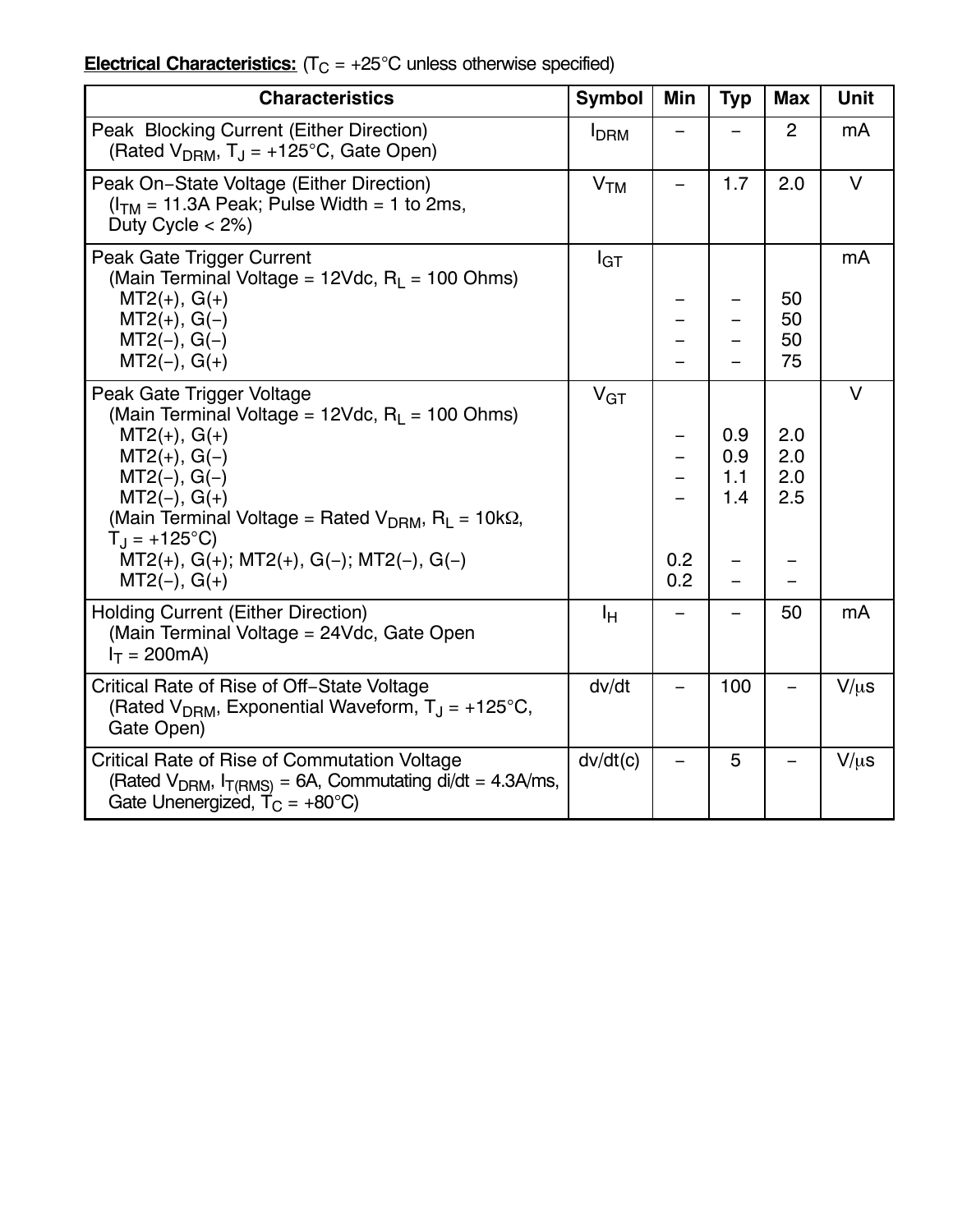**Electrical Characteristics:** ($T_C$ = +25°C unless otherwise specified)

| Characteristics | Symbol | Min | Typ | Max | Unit |
|---|---|---|---|---|---|
| Peak Blocking Current (Either Direction) (Rated $V_{DRM}$, $T_J$ = +125°C, Gate Open) | $I_{DRM}$ | – | – | 2 | mA |
| Peak On–State Voltage (Either Direction) ($I_{TM}$ = 11.3A Peak; Pulse Width = 1 to 2ms, Duty Cycle < 2%) | $V_{TM}$ | – | 1.7 | 2.0 | V |
| Peak Gate Trigger Current (Main Terminal Voltage = 12Vdc, $R_L$ = 100 Ohms) | $I_{GT}$ | | | | mA |
| MT2(+), G(+) | | – | – | 50 | |
| MT2(+), G(–) | | – | – | 50 | |
| MT2(–), G(–) | | – | – | 50 | |
| MT2(–), G(+) | | – | – | 75 | |
| Peak Gate Trigger Voltage (Main Terminal Voltage = 12Vdc, $R_L$ = 100 Ohms) | $V_{GT}$ | | | | V |
| MT2(+), G(+) | | – | 0.9 | 2.0 | |
| MT2(+), G(–) | | – | 0.9 | 2.0 | |
| MT2(–), G(–) | | – | 1.1 | 2.0 | |
| MT2(–), G(+) | | – | 1.4 | 2.5 | |
| (Main Terminal Voltage = Rated $V_{DRM}$, $R_L$ = 10kΩ, $T_J$ = +125°C) | | | | | |
| MT2(+), G(+); MT2(+), G(–); MT2(–), G(–) | | 0.2 | – | – | |
| MT2(–), G(+) | | 0.2 | – | – | |
| Holding Current (Either Direction) (Main Terminal Voltage = 24Vdc, Gate Open $I_T$ = 200mA) | $I_H$ | – | – | 50 | mA |
| Critical Rate of Rise of Off–State Voltage (Rated $V_{DRM}$, Exponential Waveform, $T_J$ = +125°C, Gate Open) | dv/dt | – | 100 | – | V/μs |
| Critical Rate of Rise of Commutation Voltage (Rated $V_{DRM}$, $I_{T(RMS)}$ = 6A, Commutating di/dt = 4.3A/ms, Gate Unenergized, $T_C$ = +80°C) | dv/dt(c) | – | 5 | – | V/μs |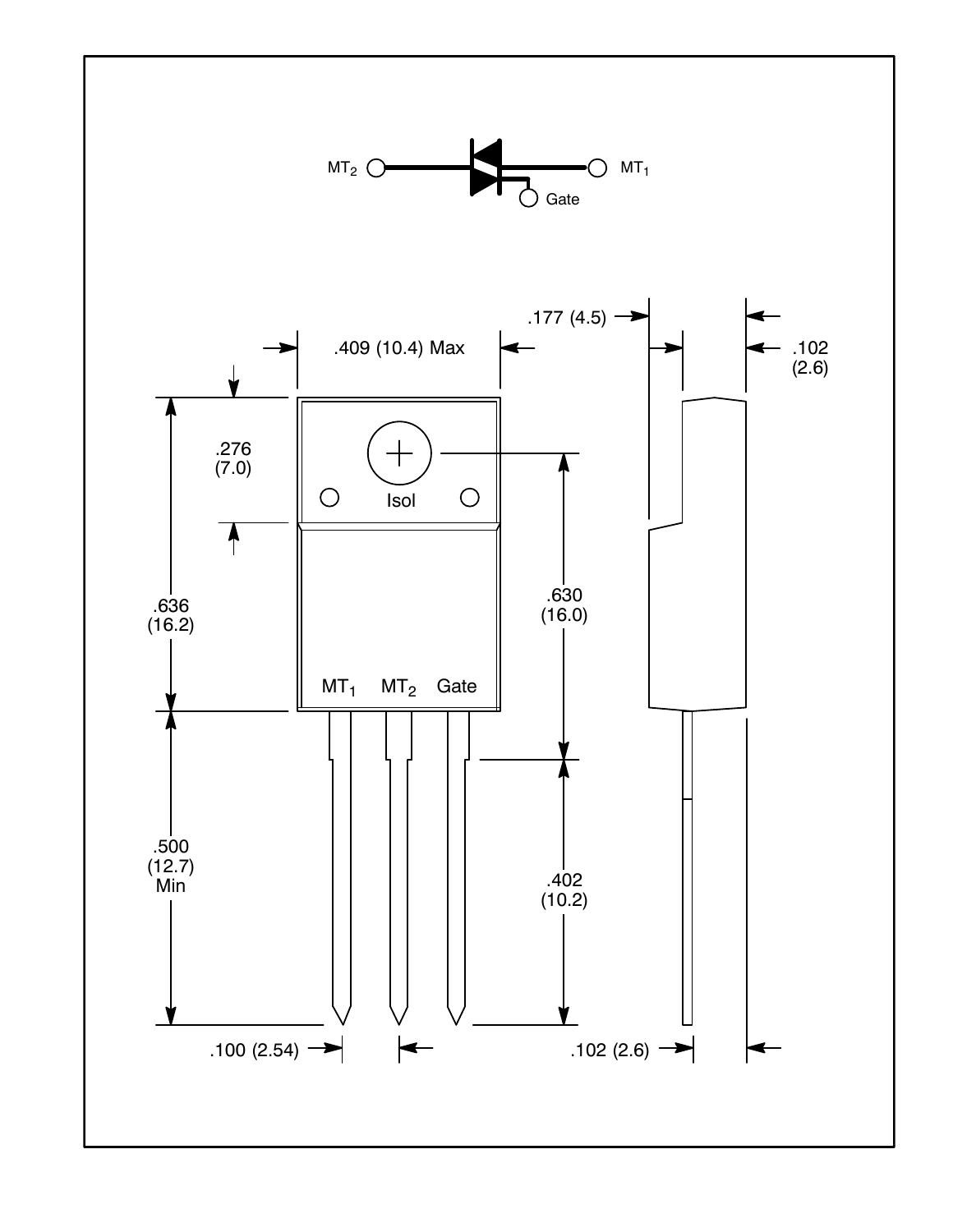MT2 MT1

Gate

.177 (4.5)

.409 (10.4) Max

.102
(2.6)

.276
(7.0)

Isol

.636
(16.2)

.630
(16.0)

MT1 MT2 Gate

.500
(12.7)
Min

.402
(10.2)

.100 (2.54)

.102 (2.6)